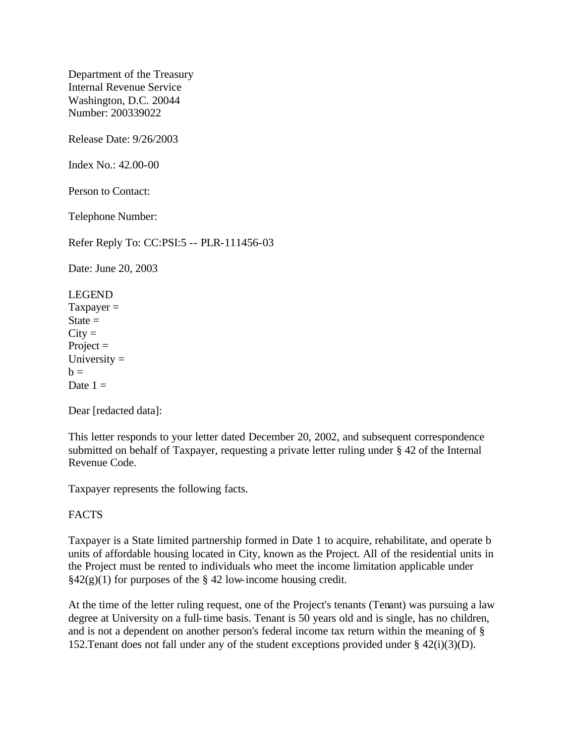Department of the Treasury
Internal Revenue Service
Washington, D.C. 20044
Number: 200339022

Release Date: 9/26/2003

Index No.: 42.00-00

Person to Contact:

Telephone Number:

Refer Reply To: CC:PSI:5 -- PLR-111456-03

Date: June 20, 2003

LEGEND
Taxpayer =
State =
City =
Project =
University =
b =
Date 1 =

Dear [redacted data]:

This letter responds to your letter dated December 20, 2002, and subsequent correspondence submitted on behalf of Taxpayer, requesting a private letter ruling under § 42 of the Internal Revenue Code.

Taxpayer represents the following facts.

FACTS

Taxpayer is a State limited partnership formed in Date 1 to acquire, rehabilitate, and operate b units of affordable housing located in City, known as the Project. All of the residential units in the Project must be rented to individuals who meet the income limitation applicable under §42(g)(1) for purposes of the § 42 low-income housing credit.

At the time of the letter ruling request, one of the Project's tenants (Tenant) was pursuing a law degree at University on a full-time basis. Tenant is 50 years old and is single, has no children, and is not a dependent on another person's federal income tax return within the meaning of § 152.Tenant does not fall under any of the student exceptions provided under § 42(i)(3)(D).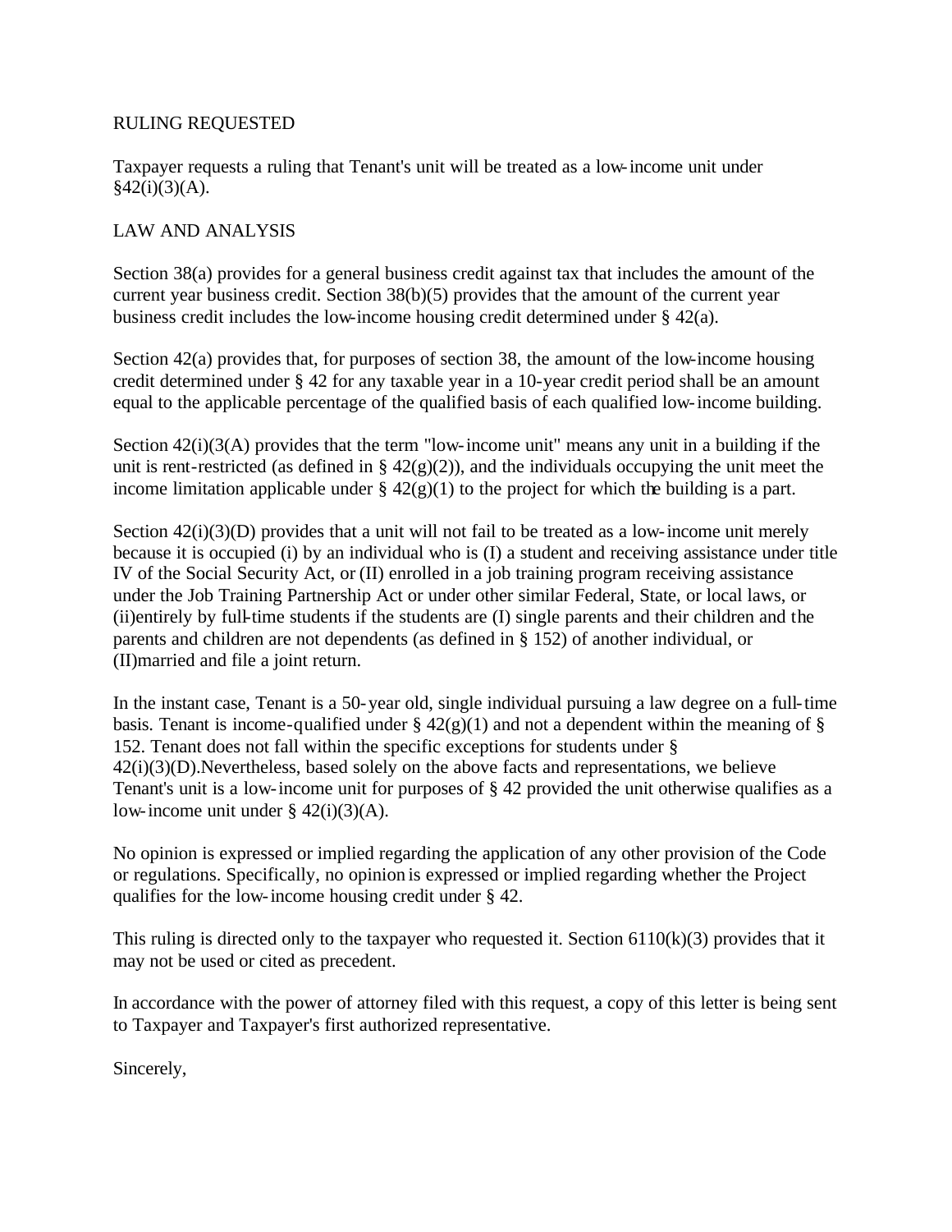RULING REQUESTED

Taxpayer requests a ruling that Tenant's unit will be treated as a low-income unit under §42(i)(3)(A).

LAW AND ANALYSIS

Section 38(a) provides for a general business credit against tax that includes the amount of the current year business credit. Section 38(b)(5) provides that the amount of the current year business credit includes the low-income housing credit determined under § 42(a).

Section 42(a) provides that, for purposes of section 38, the amount of the low-income housing credit determined under § 42 for any taxable year in a 10-year credit period shall be an amount equal to the applicable percentage of the qualified basis of each qualified low-income building.

Section 42(i)(3(A) provides that the term "low-income unit" means any unit in a building if the unit is rent-restricted (as defined in § 42(g)(2)), and the individuals occupying the unit meet the income limitation applicable under § 42(g)(1) to the project for which the building is a part.

Section 42(i)(3)(D) provides that a unit will not fail to be treated as a low-income unit merely because it is occupied (i) by an individual who is (I) a student and receiving assistance under title IV of the Social Security Act, or (II) enrolled in a job training program receiving assistance under the Job Training Partnership Act or under other similar Federal, State, or local laws, or (ii)entirely by full-time students if the students are (I) single parents and their children and the parents and children are not dependents (as defined in § 152) of another individual, or (II)married and file a joint return.

In the instant case, Tenant is a 50-year old, single individual pursuing a law degree on a full-time basis. Tenant is income-qualified under § 42(g)(1) and not a dependent within the meaning of § 152. Tenant does not fall within the specific exceptions for students under § 42(i)(3)(D).Nevertheless, based solely on the above facts and representations, we believe Tenant's unit is a low-income unit for purposes of § 42 provided the unit otherwise qualifies as a low-income unit under § 42(i)(3)(A).

No opinion is expressed or implied regarding the application of any other provision of the Code or regulations. Specifically, no opinion is expressed or implied regarding whether the Project qualifies for the low-income housing credit under § 42.

This ruling is directed only to the taxpayer who requested it. Section 6110(k)(3) provides that it may not be used or cited as precedent.

In accordance with the power of attorney filed with this request, a copy of this letter is being sent to Taxpayer and Taxpayer's first authorized representative.

Sincerely,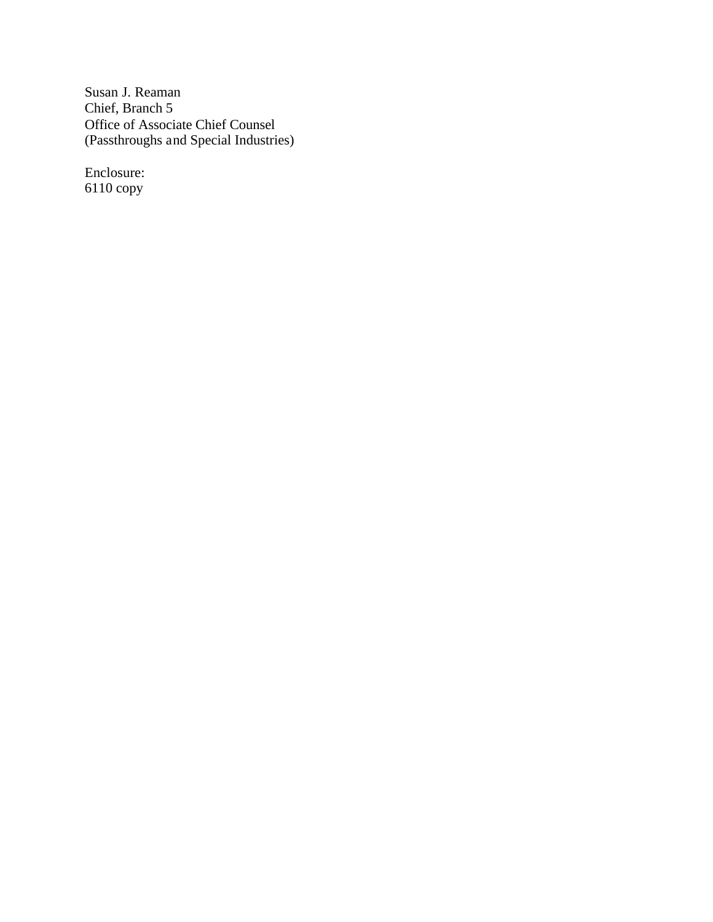Susan J. Reaman
Chief, Branch 5
Office of Associate Chief Counsel
(Passthroughs and Special Industries)

Enclosure:
6110 copy